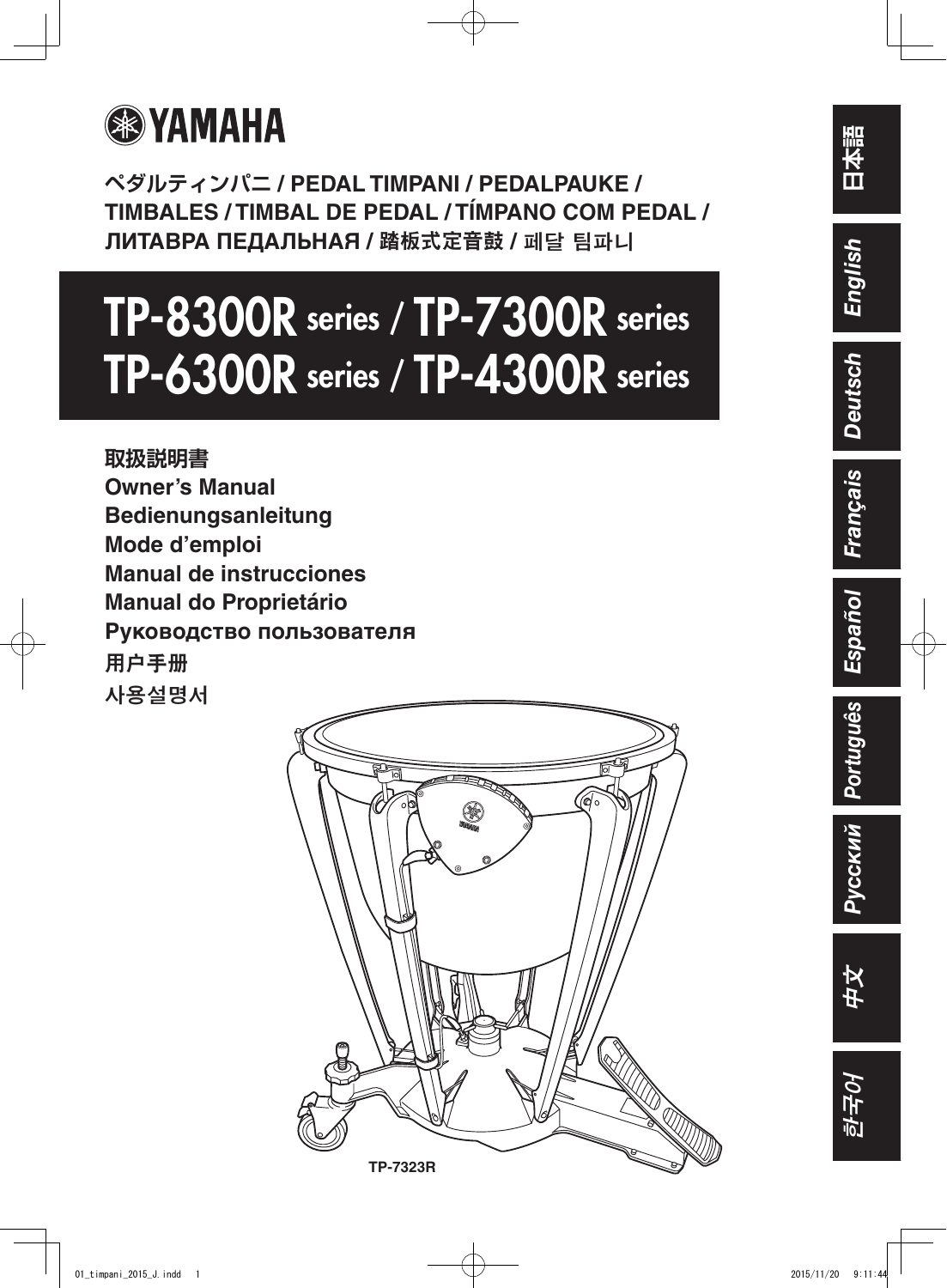YAMAHA

ペダルティンパニ / PEDAL TIMPANI / PEDALPAUKE / TIMBALES / TIMBAL DE PEDAL / TÍMPANO COM PEDAL / ЛИТАВРА ПЕДАЛЬНАЯ / 踏板式定音鼓 / 페달 팀파니

# TP-8300R series / TP-7300R series
# TP-6300R series / TP-4300R series

取扱説明書
Owner's Manual
Bedienungsanleitung
Mode d'emploi
Manual de instrucciones
Manual do Proprietário
Руководство пользователя
用户手册
사용설명서

TP-7323R

日本語 | English | Deutsch | Français | Español | Português | Русский | 中文 | 한국어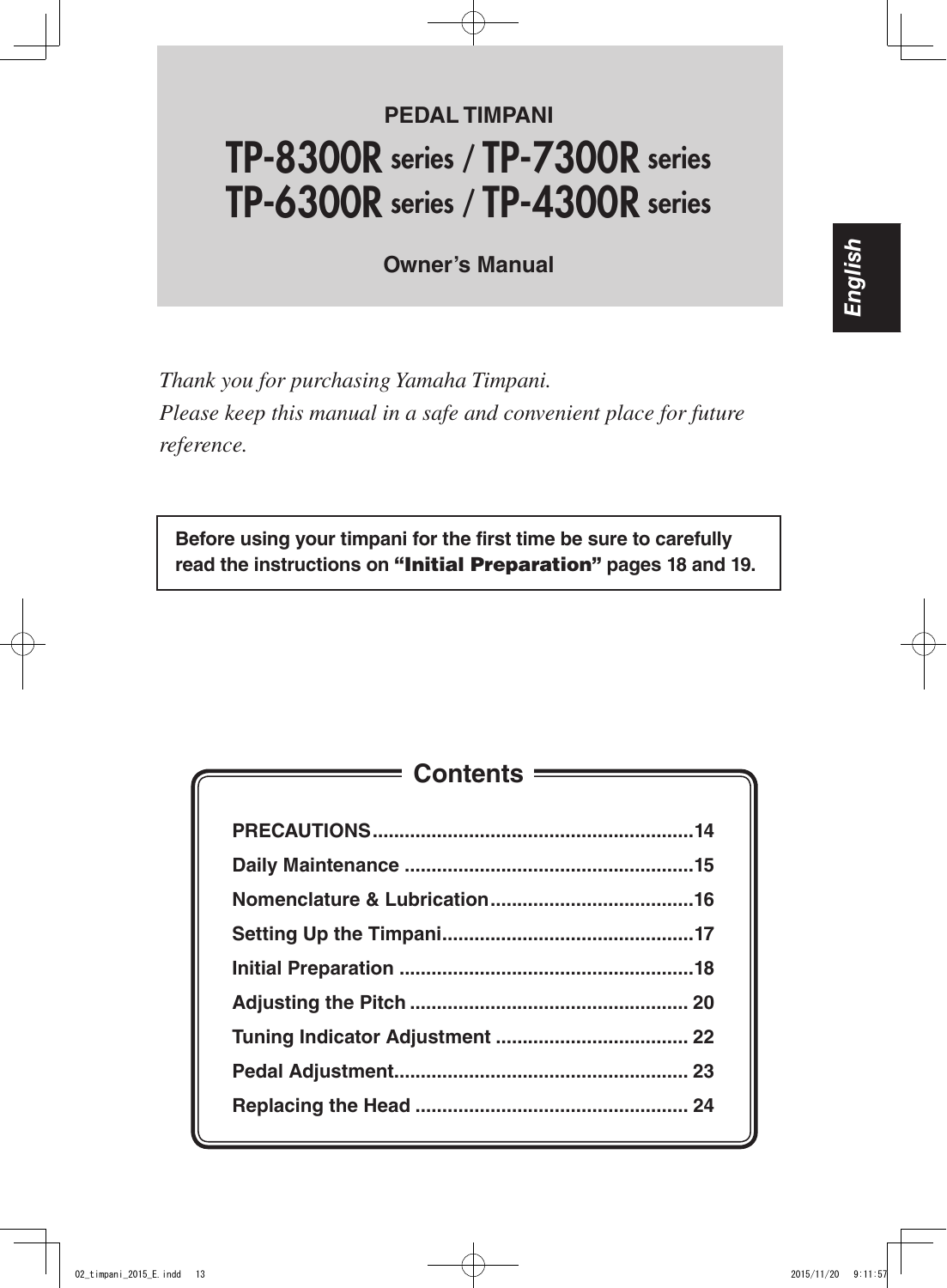# PEDAL TIMPANI

# TP-8300R series / TP-7300R series TP-6300R series / TP-4300R series

## Owner's Manual

English

*Thank you for purchasing Yamaha Timpani.*
*Please keep this manual in a safe and convenient place for future reference.*

**Before using your timpani for the first time be sure to carefully read the instructions on "Initial Preparation" pages 18 and 19.**

## Contents

| | |
|---|---|
| PRECAUTIONS | 14 |
| Daily Maintenance | 15 |
| Nomenclature & Lubrication | 16 |
| Setting Up the Timpani | 17 |
| Initial Preparation | 18 |
| Adjusting the Pitch | 20 |
| Tuning Indicator Adjustment | 22 |
| Pedal Adjustment | 23 |
| Replacing the Head | 24 |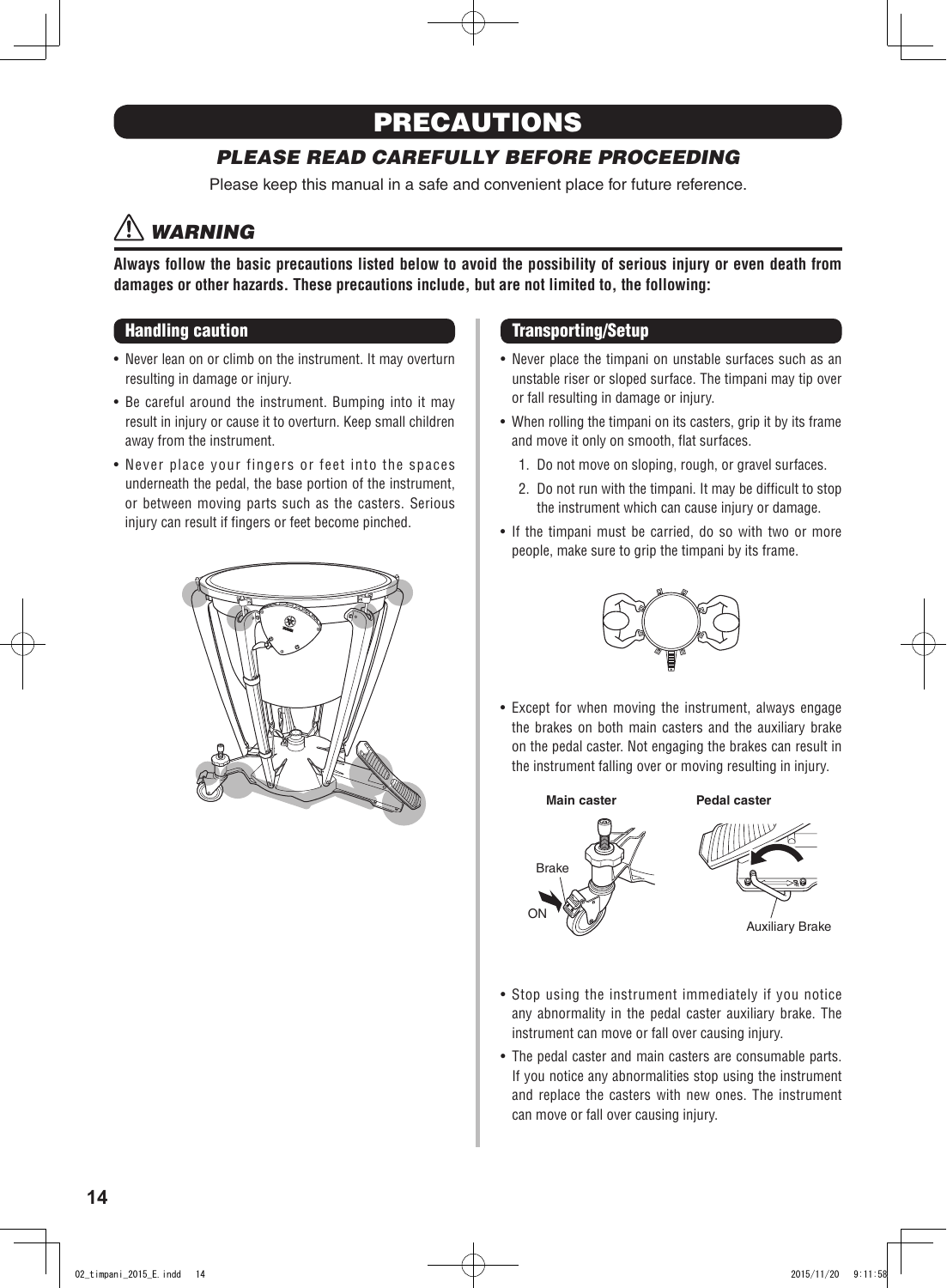# PRECAUTIONS

## *PLEASE READ CAREFULLY BEFORE PROCEEDING*

Please keep this manual in a safe and convenient place for future reference.

## ⚠ *WARNING*

**Always follow the basic precautions listed below to avoid the possibility of serious injury or even death from damages or other hazards. These precautions include, but are not limited to, the following:**

### Handling caution

- Never lean on or climb on the instrument. It may overturn resulting in damage or injury.
- Be careful around the instrument. Bumping into it may result in injury or cause it to overturn. Keep small children away from the instrument.
- Never place your fingers or feet into the spaces underneath the pedal, the base portion of the instrument, or between moving parts such as the casters. Serious injury can result if fingers or feet become pinched.

### Transporting/Setup

- Never place the timpani on unstable surfaces such as an unstable riser or sloped surface. The timpani may tip over or fall resulting in damage or injury.
- When rolling the timpani on its casters, grip it by its frame and move it only on smooth, flat surfaces.
  1. Do not move on sloping, rough, or gravel surfaces.
  2. Do not run with the timpani. It may be difficult to stop the instrument which can cause injury or damage.
- If the timpani must be carried, do so with two or more people, make sure to grip the timpani by its frame.
- Except for when moving the instrument, always engage the brakes on both main casters and the auxiliary brake on the pedal caster. Not engaging the brakes can result in the instrument falling over or moving resulting in injury.

**Main caster** — Brake, ON

**Pedal caster** — Auxiliary Brake

- Stop using the instrument immediately if you notice any abnormality in the pedal caster auxiliary brake. The instrument can move or fall over causing injury.
- The pedal caster and main casters are consumable parts. If you notice any abnormalities stop using the instrument and replace the casters with new ones. The instrument can move or fall over causing injury.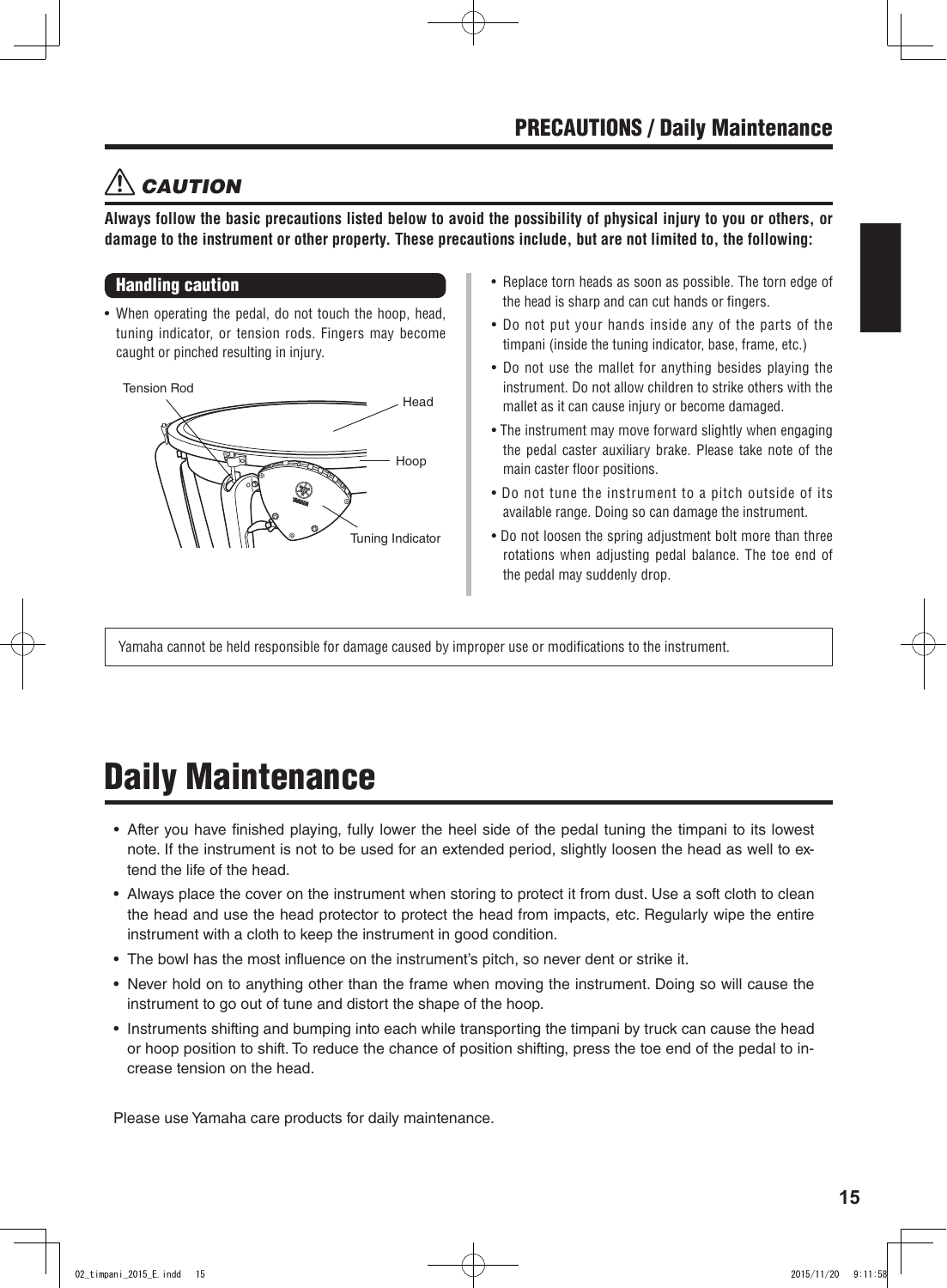## ⚠ CAUTION

**Always follow the basic precautions listed below to avoid the possibility of physical injury to you or others, or damage to the instrument or other property. These precautions include, but are not limited to, the following:**

### Handling caution

- When operating the pedal, do not touch the hoop, head, tuning indicator, or tension rods. Fingers may become caught or pinched resulting in injury.

Tension Rod

Head

Hoop

Tuning Indicator

- Replace torn heads as soon as possible. The torn edge of the head is sharp and can cut hands or fingers.
- Do not put your hands inside any of the parts of the timpani (inside the tuning indicator, base, frame, etc.)
- Do not use the mallet for anything besides playing the instrument. Do not allow children to strike others with the mallet as it can cause injury or become damaged.
- The instrument may move forward slightly when engaging the pedal caster auxiliary brake. Please take note of the main caster floor positions.
- Do not tune the instrument to a pitch outside of its available range. Doing so can damage the instrument.
- Do not loosen the spring adjustment bolt more than three rotations when adjusting pedal balance. The toe end of the pedal may suddenly drop.

Yamaha cannot be held responsible for damage caused by improper use or modifications to the instrument.

# Daily Maintenance

- After you have finished playing, fully lower the heel side of the pedal tuning the timpani to its lowest note. If the instrument is not to be used for an extended period, slightly loosen the head as well to extend the life of the head.
- Always place the cover on the instrument when storing to protect it from dust. Use a soft cloth to clean the head and use the head protector to protect the head from impacts, etc. Regularly wipe the entire instrument with a cloth to keep the instrument in good condition.
- The bowl has the most influence on the instrument's pitch, so never dent or strike it.
- Never hold on to anything other than the frame when moving the instrument. Doing so will cause the instrument to go out of tune and distort the shape of the hoop.
- Instruments shifting and bumping into each while transporting the timpani by truck can cause the head or hoop position to shift. To reduce the chance of position shifting, press the toe end of the pedal to increase tension on the head.

Please use Yamaha care products for daily maintenance.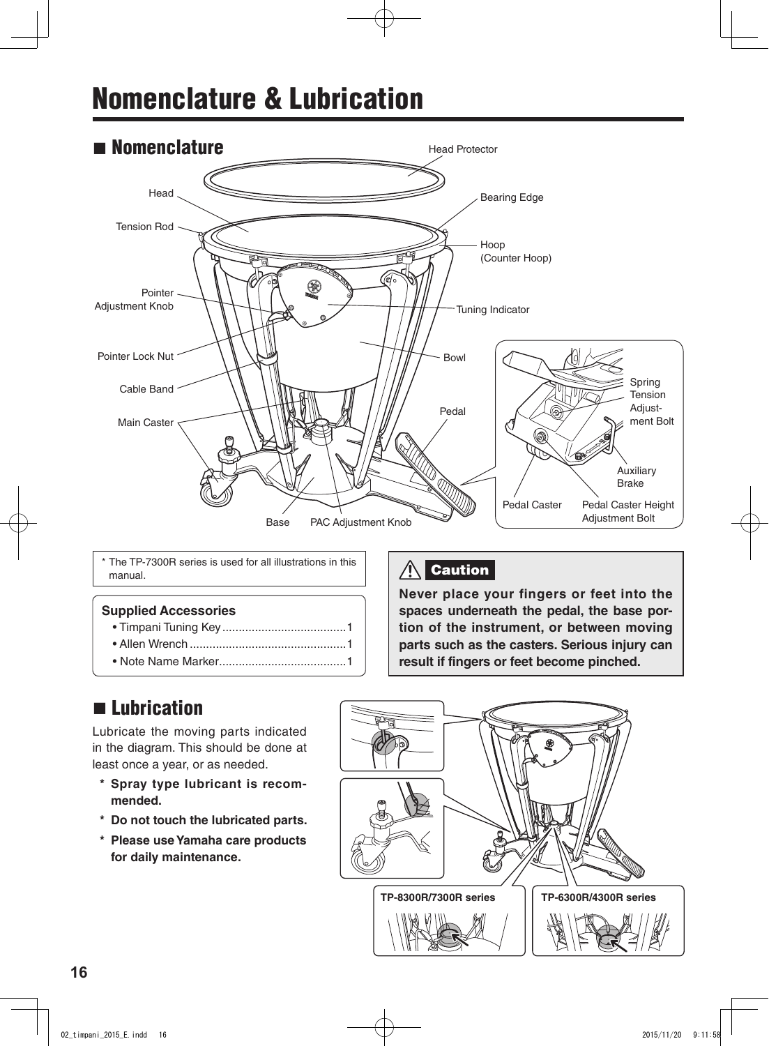# Nomenclature & Lubrication

## ■ Nomenclature

Head Protector

Head

Bearing Edge

Tension Rod

Hoop (Counter Hoop)

Pointer Adjustment Knob

Tuning Indicator

Pointer Lock Nut

Bowl

Cable Band

Pedal

Main Caster

Base

PAC Adjustment Knob

Spring Tension Adjustment Bolt

Auxiliary Brake

Pedal Caster

Pedal Caster Height Adjustment Bolt

* The TP-7300R series is used for all illustrations in this manual.

**Supplied Accessories**

- Timpani Tuning Key ...................................... 1
- Allen Wrench ................................................ 1
- Note Name Marker........................................ 1

**⚠ Caution**

**Never place your fingers or feet into the spaces underneath the pedal, the base portion of the instrument, or between moving parts such as the casters. Serious injury can result if fingers or feet become pinched.**

## ■ Lubrication

Lubricate the moving parts indicated in the diagram. This should be done at least once a year, or as needed.

- **Spray type lubricant is recommended.**
- **Do not touch the lubricated parts.**
- **Please use Yamaha care products for daily maintenance.**

**TP-8300R/7300R series**

**TP-6300R/4300R series**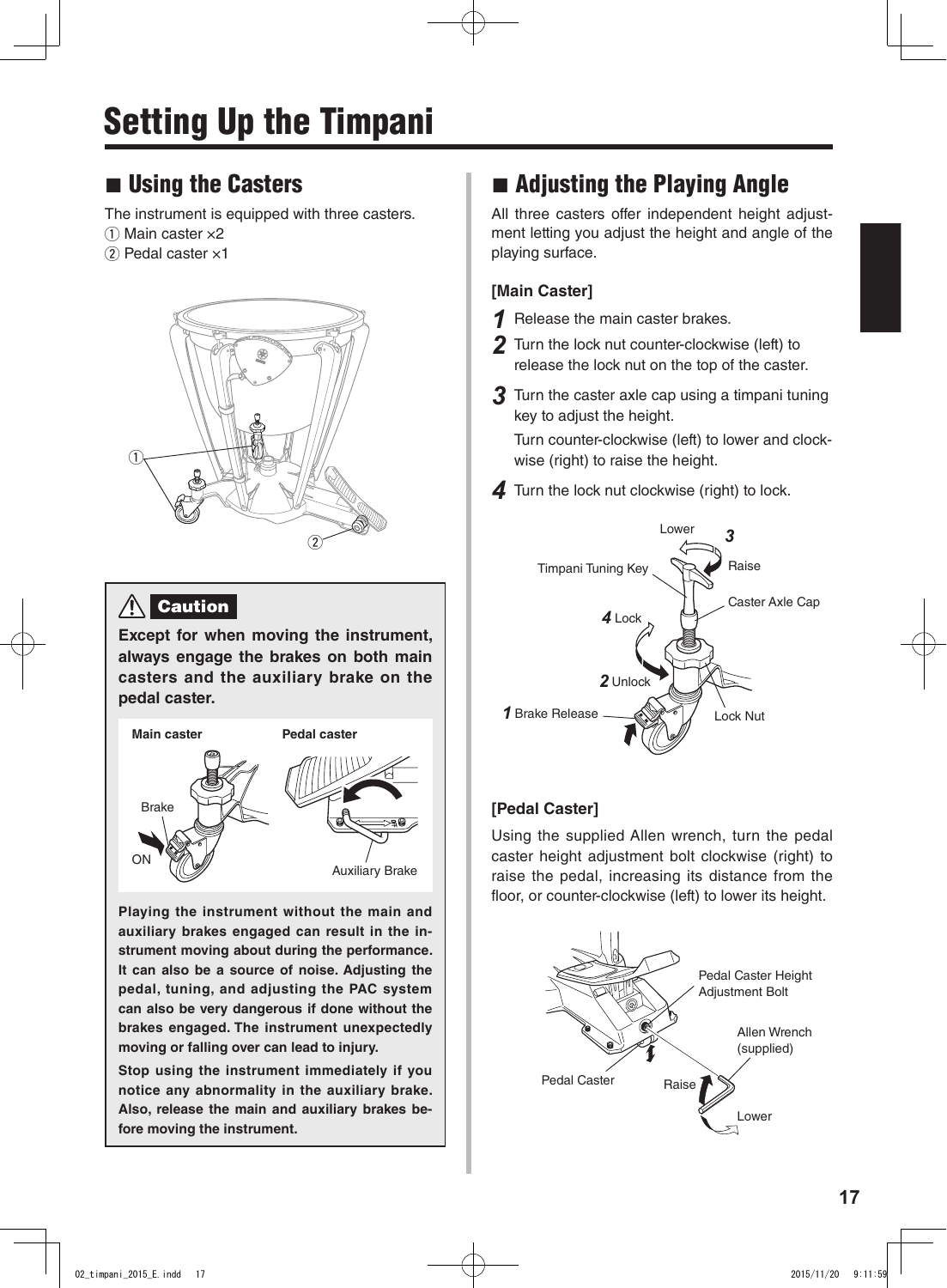# Setting Up the Timpani

## ■ Using the Casters

The instrument is equipped with three casters.

① Main caster ×2

② Pedal caster ×1

**Caution**

**Except for when moving the instrument, always engage the brakes on both main casters and the auxiliary brake on the pedal caster.**

Main caster — Brake — ON

Pedal caster — Auxiliary Brake

**Playing the instrument without the main and auxiliary brakes engaged can result in the instrument moving about during the performance. It can also be a source of noise. Adjusting the pedal, tuning, and adjusting the PAC system can also be very dangerous if done without the brakes engaged. The instrument unexpectedly moving or falling over can lead to injury.**

**Stop using the instrument immediately if you notice any abnormality in the auxiliary brake. Also, release the main and auxiliary brakes before moving the instrument.**

## ■ Adjusting the Playing Angle

All three casters offer independent height adjustment letting you adjust the height and angle of the playing surface.

**[Main Caster]**

1. Release the main caster brakes.
2. Turn the lock nut counter-clockwise (left) to release the lock nut on the top of the caster.
3. Turn the caster axle cap using a timpani tuning key to adjust the height.

   Turn counter-clockwise (left) to lower and clockwise (right) to raise the height.
4. Turn the lock nut clockwise (right) to lock.

**[Pedal Caster]**

Using the supplied Allen wrench, turn the pedal caster height adjustment bolt clockwise (right) to raise the pedal, increasing its distance from the floor, or counter-clockwise (left) to lower its height.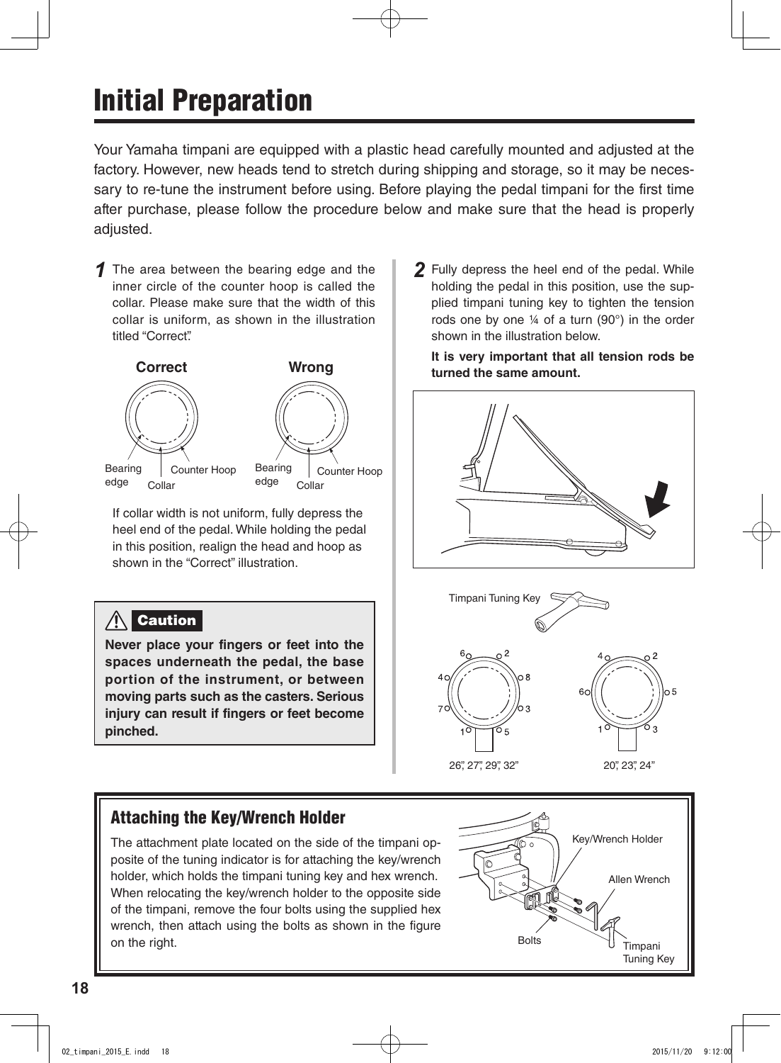# Initial Preparation

Your Yamaha timpani are equipped with a plastic head carefully mounted and adjusted at the factory. However, new heads tend to stretch during shipping and storage, so it may be necessary to re-tune the instrument before using. Before playing the pedal timpani for the first time after purchase, please follow the procedure below and make sure that the head is properly adjusted.

**1** The area between the bearing edge and the inner circle of the counter hoop is called the collar. Please make sure that the width of this collar is uniform, as shown in the illustration titled "Correct".

**Correct** | **Wrong**

Bearing edge, Collar, Counter Hoop

If collar width is not uniform, fully depress the heel end of the pedal. While holding the pedal in this position, realign the head and hoop as shown in the "Correct" illustration.

> **Caution**
>
> **Never place your fingers or feet into the spaces underneath the pedal, the base portion of the instrument, or between moving parts such as the casters. Serious injury can result if fingers or feet become pinched.**

**2** Fully depress the heel end of the pedal. While holding the pedal in this position, use the supplied timpani tuning key to tighten the tension rods one by one ¼ of a turn (90°) in the order shown in the illustration below.

**It is very important that all tension rods be turned the same amount.**

Timpani Tuning Key

26", 27", 29", 32" | 20", 23", 24"

## Attaching the Key/Wrench Holder

The attachment plate located on the side of the timpani opposite of the tuning indicator is for attaching the key/wrench holder, which holds the timpani tuning key and hex wrench. When relocating the key/wrench holder to the opposite side of the timpani, remove the four bolts using the supplied hex wrench, then attach using the bolts as shown in the figure on the right.

Key/Wrench Holder, Allen Wrench, Bolts, Timpani Tuning Key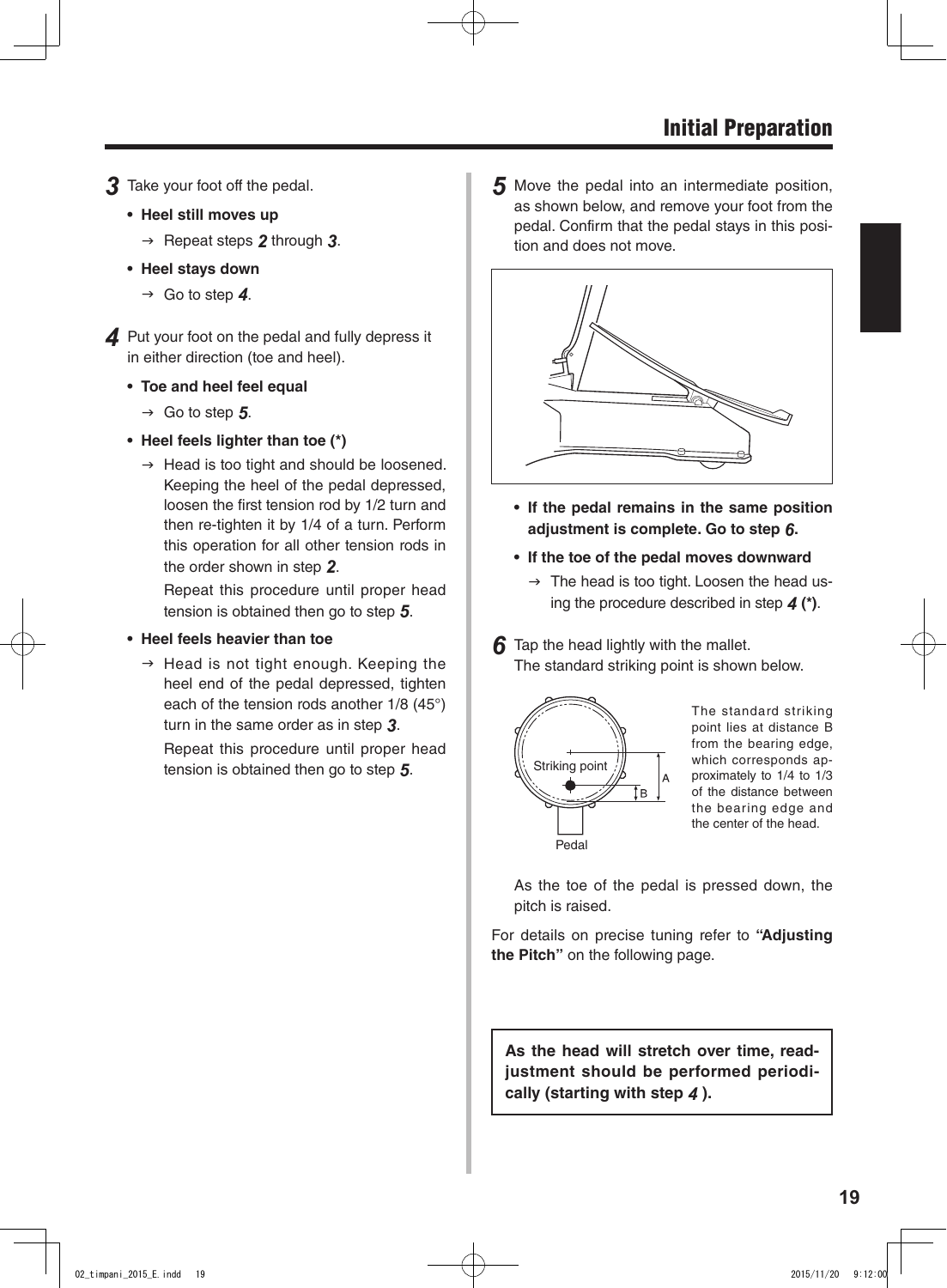## Initial Preparation

**3** Take your foot off the pedal.

- **Heel still moves up**
  → Repeat steps **2** through **3**.
- **Heel stays down**
  → Go to step **4**.

**4** Put your foot on the pedal and fully depress it in either direction (toe and heel).

- **Toe and heel feel equal**
  → Go to step **5**.
- **Heel feels lighter than toe (*)**
  → Head is too tight and should be loosened. Keeping the heel of the pedal depressed, loosen the first tension rod by 1/2 turn and then re-tighten it by 1/4 of a turn. Perform this operation for all other tension rods in the order shown in step **2**.

  Repeat this procedure until proper head tension is obtained then go to step **5**.
- **Heel feels heavier than toe**
  → Head is not tight enough. Keeping the heel end of the pedal depressed, tighten each of the tension rods another 1/8 (45°) turn in the same order as in step **3**.

  Repeat this procedure until proper head tension is obtained then go to step **5**.

**5** Move the pedal into an intermediate position, as shown below, and remove your foot from the pedal. Confirm that the pedal stays in this position and does not move.

- **If the pedal remains in the same position adjustment is complete. Go to step 6.**
- **If the toe of the pedal moves downward**
  → The head is too tight. Loosen the head using the procedure described in step **4 (*)**.

**6** Tap the head lightly with the mallet.
The standard striking point is shown below.

Striking point

A

B

Pedal

The standard striking point lies at distance B from the bearing edge, which corresponds approximately to 1/4 to 1/3 of the distance between the bearing edge and the center of the head.

As the toe of the pedal is pressed down, the pitch is raised.

For details on precise tuning refer to **"Adjusting the Pitch"** on the following page.

**As the head will stretch over time, readjustment should be performed periodically (starting with step 4 ).**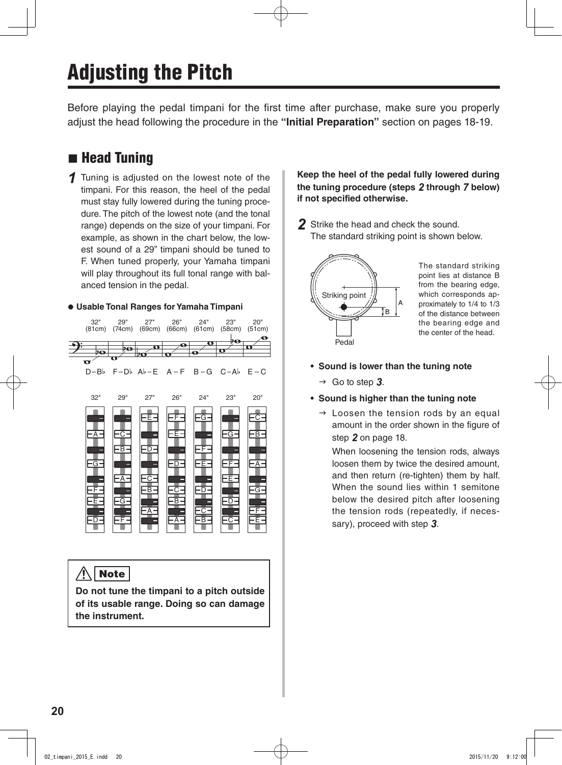# Adjusting the Pitch

Before playing the pedal timpani for the first time after purchase, make sure you properly adjust the head following the procedure in the **"Initial Preparation"** section on pages 18-19.

## ■ Head Tuning

**1** Tuning is adjusted on the lowest note of the timpani. For this reason, the heel of the pedal must stay fully lowered during the tuning procedure. The pitch of the lowest note (and the tonal range) depends on the size of your timpani. For example, as shown in the chart below, the lowest sound of a 29" timpani should be tuned to F. When tuned properly, your Yamaha timpani will play throughout its full tonal range with balanced tension in the pedal.

● **Usable Tonal Ranges for Yamaha Timpani**

| 32" (81cm) | 29" (74cm) | 27" (69cm) | 26" (66cm) | 24" (61cm) | 23" (58cm) | 20" (51cm) |
|---|---|---|---|---|---|---|
| D – B♭ | F – D♭ | A♭ – E | A – F | B – G | C – A♭ | E – C |

| 32" | 29" | 27" | 26" | 24" | 23" | 20" |
|---|---|---|---|---|---|---|
| A | C | E | F | G | G | C |
| G | B | D | E | F | F | B |
| F | A | C | D | E | E | A |
| E | G | B | C | D | D | G |
| D | F | A | B | C | C | F |
| | | | A | B | | E |

⚠ **Note**

**Do not tune the timpani to a pitch outside of its usable range. Doing so can damage the instrument.**

**Keep the heel of the pedal fully lowered during the tuning procedure (steps 2 through 7 below) if not specified otherwise.**

**2** Strike the head and check the sound.
The standard striking point is shown below.

Striking point, A, B, Pedal

The standard striking point lies at distance B from the bearing edge, which corresponds approximately to 1/4 to 1/3 of the distance between the bearing edge and the center of the head.

- **Sound is lower than the tuning note**
  → Go to step **3**.
- **Sound is higher than the tuning note**
  → Loosen the tension rods by an equal amount in the order shown in the figure of step **2** on page 18.
  
  When loosening the tension rods, always loosen them by twice the desired amount, and then return (re-tighten) them by half. When the sound lies within 1 semitone below the desired pitch after loosening the tension rods (repeatedly, if necessary), proceed with step **3**.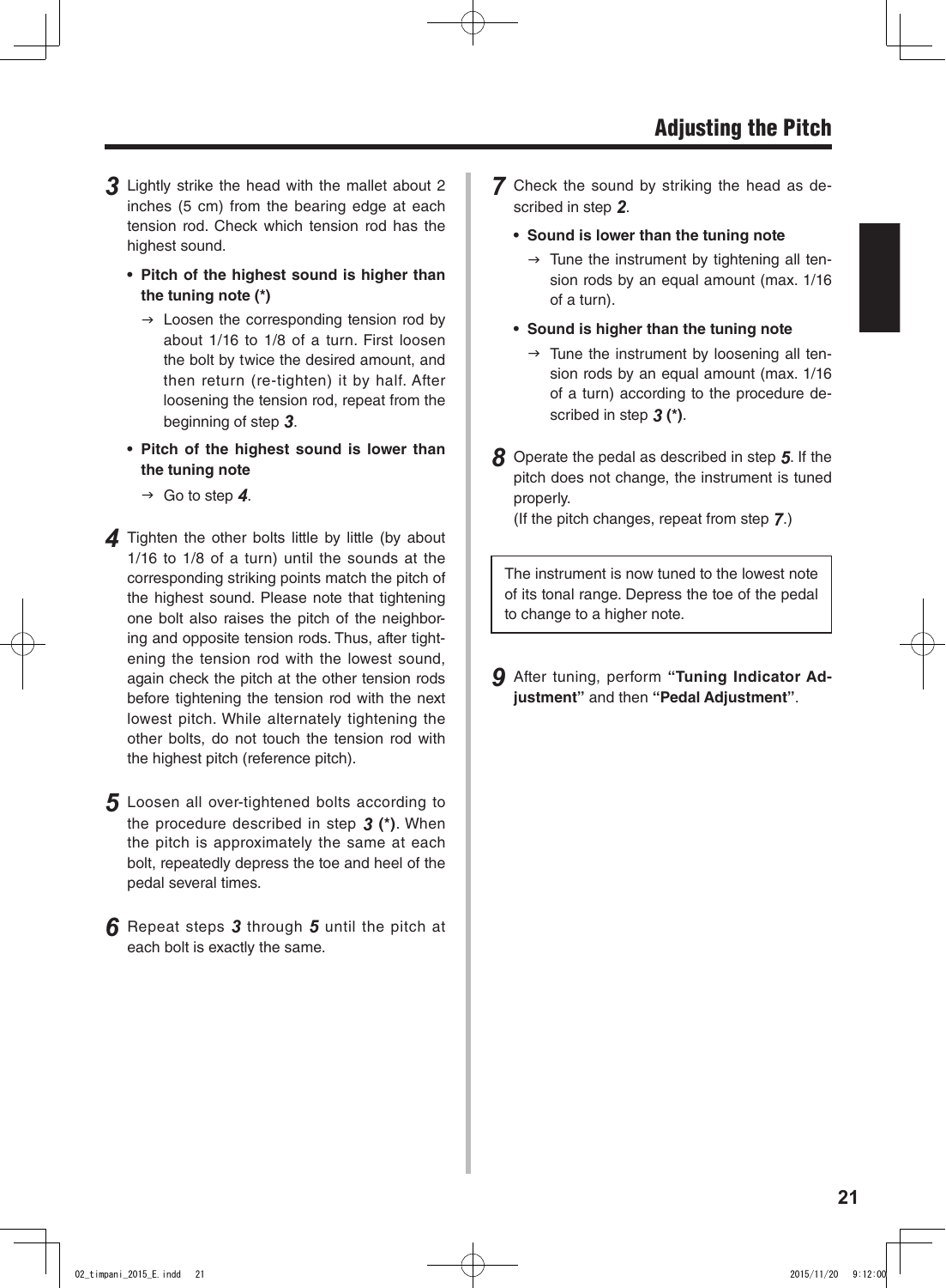## Adjusting the Pitch

**3** Lightly strike the head with the mallet about 2 inches (5 cm) from the bearing edge at each tension rod. Check which tension rod has the highest sound.

- **Pitch of the highest sound is higher than the tuning note (*)**
  → Loosen the corresponding tension rod by about 1/16 to 1/8 of a turn. First loosen the bolt by twice the desired amount, and then return (re-tighten) it by half. After loosening the tension rod, repeat from the beginning of step **3**.
- **Pitch of the highest sound is lower than the tuning note**
  → Go to step **4**.

**4** Tighten the other bolts little by little (by about 1/16 to 1/8 of a turn) until the sounds at the corresponding striking points match the pitch of the highest sound. Please note that tightening one bolt also raises the pitch of the neighboring and opposite tension rods. Thus, after tightening the tension rod with the lowest sound, again check the pitch at the other tension rods before tightening the tension rod with the next lowest pitch. While alternately tightening the other bolts, do not touch the tension rod with the highest pitch (reference pitch).

**5** Loosen all over-tightened bolts according to the procedure described in step **3 (*)**. When the pitch is approximately the same at each bolt, repeatedly depress the toe and heel of the pedal several times.

**6** Repeat steps **3** through **5** until the pitch at each bolt is exactly the same.

**7** Check the sound by striking the head as described in step **2**.

- **Sound is lower than the tuning note**
  → Tune the instrument by tightening all tension rods by an equal amount (max. 1/16 of a turn).
- **Sound is higher than the tuning note**
  → Tune the instrument by loosening all tension rods by an equal amount (max. 1/16 of a turn) according to the procedure described in step **3 (*)**.

**8** Operate the pedal as described in step **5**. If the pitch does not change, the instrument is tuned properly.
(If the pitch changes, repeat from step **7**.)

> The instrument is now tuned to the lowest note of its tonal range. Depress the toe of the pedal to change to a higher note.

**9** After tuning, perform **"Tuning Indicator Adjustment"** and then **"Pedal Adjustment"**.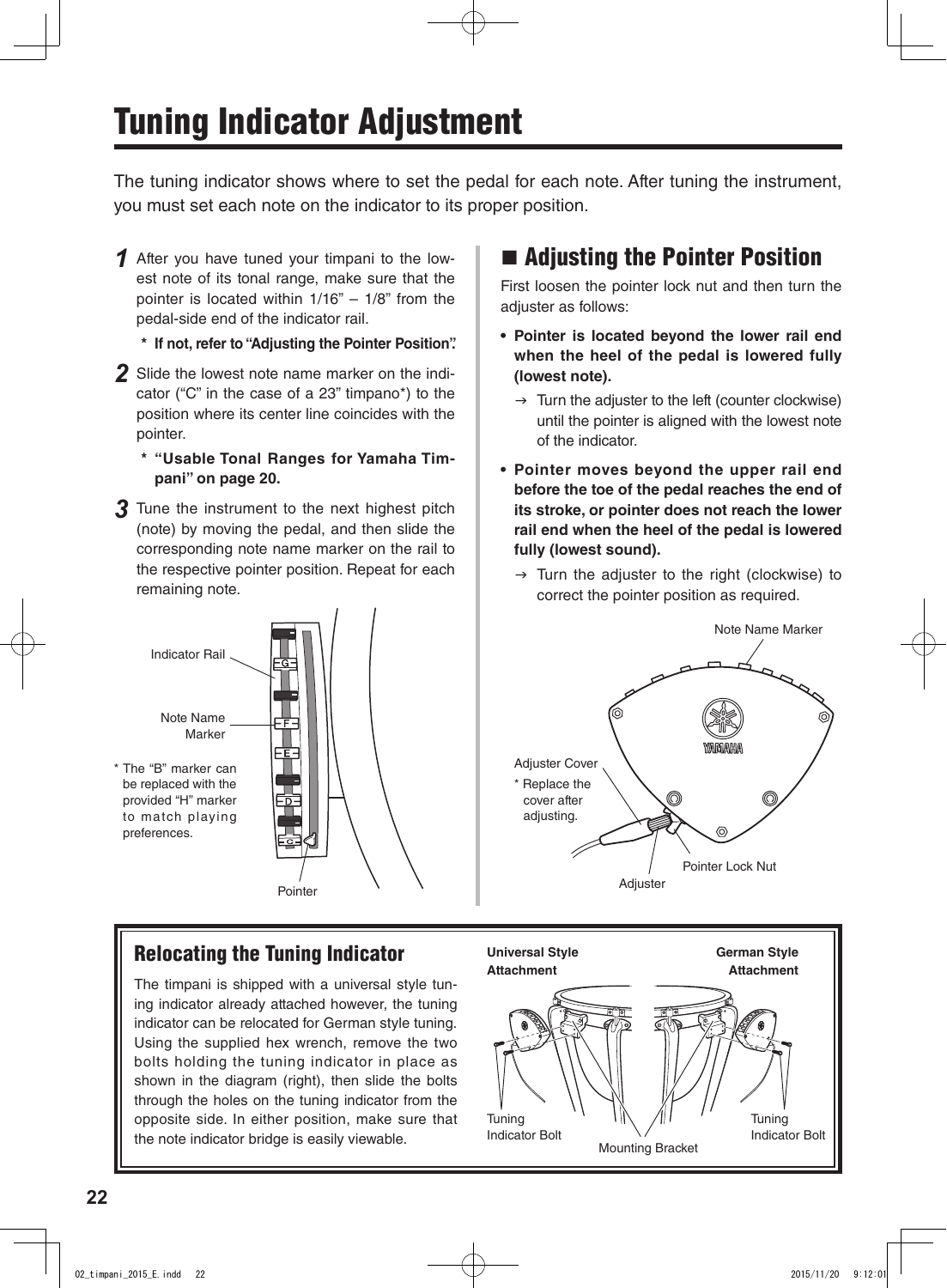# Tuning Indicator Adjustment

The tuning indicator shows where to set the pedal for each note. After tuning the instrument, you must set each note on the indicator to its proper position.

1. After you have tuned your timpani to the lowest note of its tonal range, make sure that the pointer is located within 1/16" – 1/8" from the pedal-side end of the indicator rail.

   * **If not, refer to "Adjusting the Pointer Position".**

2. Slide the lowest note name marker on the indicator ("C" in the case of a 23" timpano*) to the position where its center line coincides with the pointer.

   * **"Usable Tonal Ranges for Yamaha Timpani" on page 20.**

3. Tune the instrument to the next highest pitch (note) by moving the pedal, and then slide the corresponding note name marker on the rail to the respective pointer position. Repeat for each remaining note.

Indicator Rail

Note Name Marker

* The "B" marker can be replaced with the provided "H" marker to match playing preferences.

Pointer

## ■ Adjusting the Pointer Position

First loosen the pointer lock nut and then turn the adjuster as follows:

- **Pointer is located beyond the lower rail end when the heel of the pedal is lowered fully (lowest note).**
  → Turn the adjuster to the left (counter clockwise) until the pointer is aligned with the lowest note of the indicator.
- **Pointer moves beyond the upper rail end before the toe of the pedal reaches the end of its stroke, or pointer does not reach the lower rail end when the heel of the pedal is lowered fully (lowest sound).**
  → Turn the adjuster to the right (clockwise) to correct the pointer position as required.

Note Name Marker

Adjuster Cover

* Replace the cover after adjusting.

Adjuster

Pointer Lock Nut

## Relocating the Tuning Indicator

The timpani is shipped with a universal style tuning indicator already attached however, the tuning indicator can be relocated for German style tuning. Using the supplied hex wrench, remove the two bolts holding the tuning indicator in place as shown in the diagram (right), then slide the bolts through the holes on the tuning indicator from the opposite side. In either position, make sure that the note indicator bridge is easily viewable.

**Universal Style Attachment**

**German Style Attachment**

Tuning Indicator Bolt

Mounting Bracket

Tuning Indicator Bolt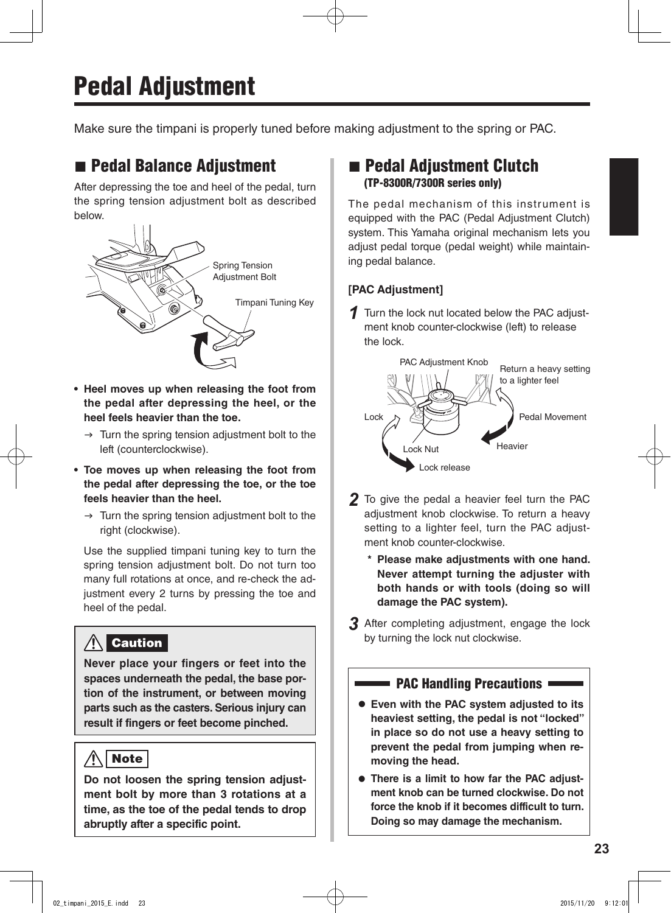# Pedal Adjustment

Make sure the timpani is properly tuned before making adjustment to the spring or PAC.

## ■ Pedal Balance Adjustment

After depressing the toe and heel of the pedal, turn the spring tension adjustment bolt as described below.

Spring Tension Adjustment Bolt

Timpani Tuning Key

- **Heel moves up when releasing the foot from the pedal after depressing the heel, or the heel feels heavier than the toe.**
  → Turn the spring tension adjustment bolt to the left (counterclockwise).
- **Toe moves up when releasing the foot from the pedal after depressing the toe, or the toe feels heavier than the heel.**
  → Turn the spring tension adjustment bolt to the right (clockwise).

Use the supplied timpani tuning key to turn the spring tension adjustment bolt. Do not turn too many full rotations at once, and re-check the adjustment every 2 turns by pressing the toe and heel of the pedal.

**⚠ Caution**

**Never place your fingers or feet into the spaces underneath the pedal, the base portion of the instrument, or between moving parts such as the casters. Serious injury can result if fingers or feet become pinched.**

**⚠ Note**

**Do not loosen the spring tension adjustment bolt by more than 3 rotations at a time, as the toe of the pedal tends to drop abruptly after a specific point.**

## ■ Pedal Adjustment Clutch
### (TP-8300R/7300R series only)

The pedal mechanism of this instrument is equipped with the PAC (Pedal Adjustment Clutch) system. This Yamaha original mechanism lets you adjust pedal torque (pedal weight) while maintaining pedal balance.

**[PAC Adjustment]**

1. Turn the lock nut located below the PAC adjustment knob counter-clockwise (left) to release the lock.

PAC Adjustment Knob

Return a heavy setting to a lighter feel

Lock

Pedal Movement

Lock Nut

Heavier

Lock release

2. To give the pedal a heavier feel turn the PAC adjustment knob clockwise. To return a heavy setting to a lighter feel, turn the PAC adjustment knob counter-clockwise.
   * **Please make adjustments with one hand. Never attempt turning the adjuster with both hands or with tools (doing so will damage the PAC system).**
3. After completing adjustment, engage the lock by turning the lock nut clockwise.

### PAC Handling Precautions

- **Even with the PAC system adjusted to its heaviest setting, the pedal is not "locked" in place so do not use a heavy setting to prevent the pedal from jumping when removing the head.**
- **There is a limit to how far the PAC adjustment knob can be turned clockwise. Do not force the knob if it becomes difficult to turn. Doing so may damage the mechanism.**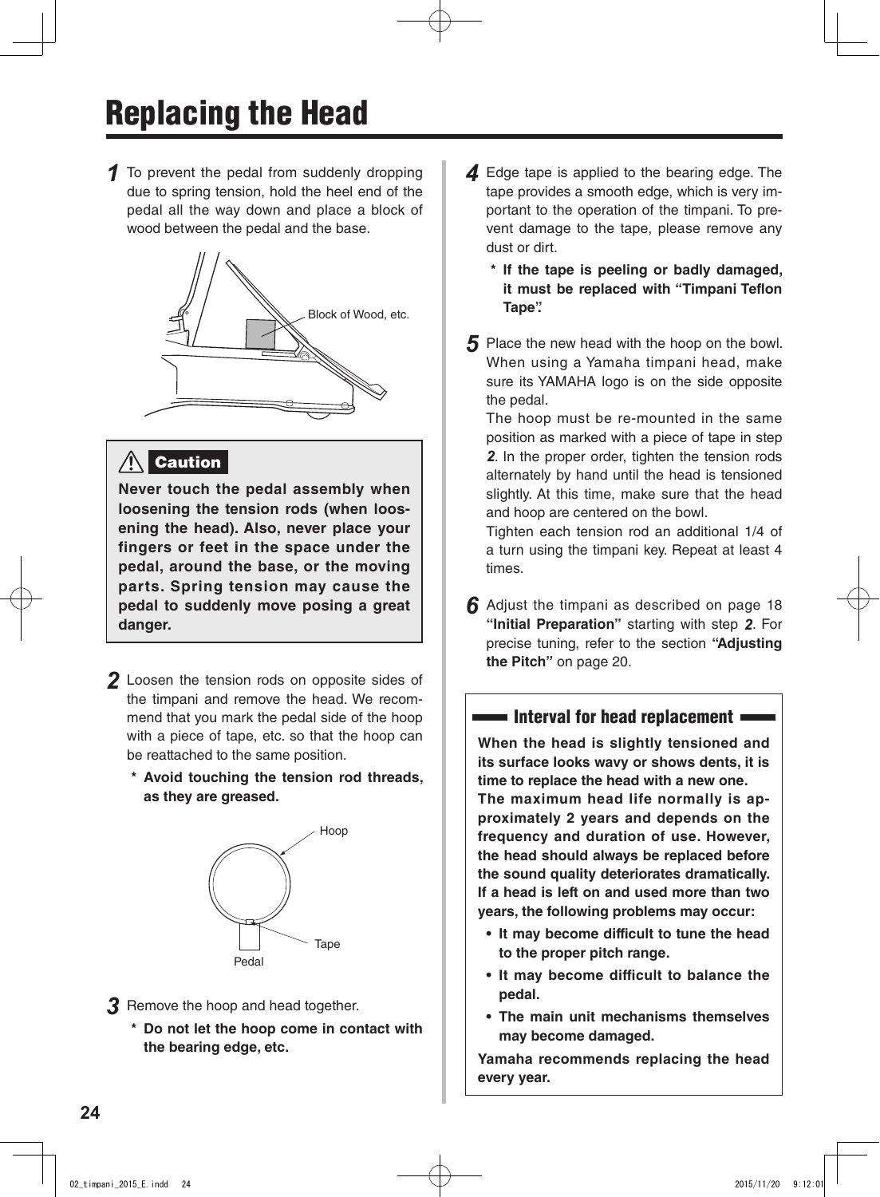# Replacing the Head

**1** To prevent the pedal from suddenly dropping due to spring tension, hold the heel end of the pedal all the way down and place a block of wood between the pedal and the base.

Block of Wood, etc.

> **⚠ Caution**
>
> **Never touch the pedal assembly when loosening the tension rods (when loosening the head). Also, never place your fingers or feet in the space under the pedal, around the base, or the moving parts. Spring tension may cause the pedal to suddenly move posing a great danger.**

**2** Loosen the tension rods on opposite sides of the timpani and remove the head. We recommend that you mark the pedal side of the hoop with a piece of tape, etc. so that the hoop can be reattached to the same position.

- \* **Avoid touching the tension rod threads, as they are greased.**

Hoop

Tape

Pedal

**3** Remove the hoop and head together.

- \* **Do not let the hoop come in contact with the bearing edge, etc.**

**4** Edge tape is applied to the bearing edge. The tape provides a smooth edge, which is very important to the operation of the timpani. To prevent damage to the tape, please remove any dust or dirt.

- \* **If the tape is peeling or badly damaged, it must be replaced with "Timpani Teflon Tape".**

**5** Place the new head with the hoop on the bowl. When using a Yamaha timpani head, make sure its YAMAHA logo is on the side opposite the pedal.

The hoop must be re-mounted in the same position as marked with a piece of tape in step **2**. In the proper order, tighten the tension rods alternately by hand until the head is tensioned slightly. At this time, make sure that the head and hoop are centered on the bowl.

Tighten each tension rod an additional 1/4 of a turn using the timpani key. Repeat at least 4 times.

**6** Adjust the timpani as described on page 18 **"Initial Preparation"** starting with step **2**. For precise tuning, refer to the section **"Adjusting the Pitch"** on page 20.

## Interval for head replacement

**When the head is slightly tensioned and its surface looks wavy or shows dents, it is time to replace the head with a new one.**

**The maximum head life normally is approximately 2 years and depends on the frequency and duration of use. However, the head should always be replaced before the sound quality deteriorates dramatically. If a head is left on and used more than two years, the following problems may occur:**

- **It may become difficult to tune the head to the proper pitch range.**
- **It may become difficult to balance the pedal.**
- **The main unit mechanisms themselves may become damaged.**

**Yamaha recommends replacing the head every year.**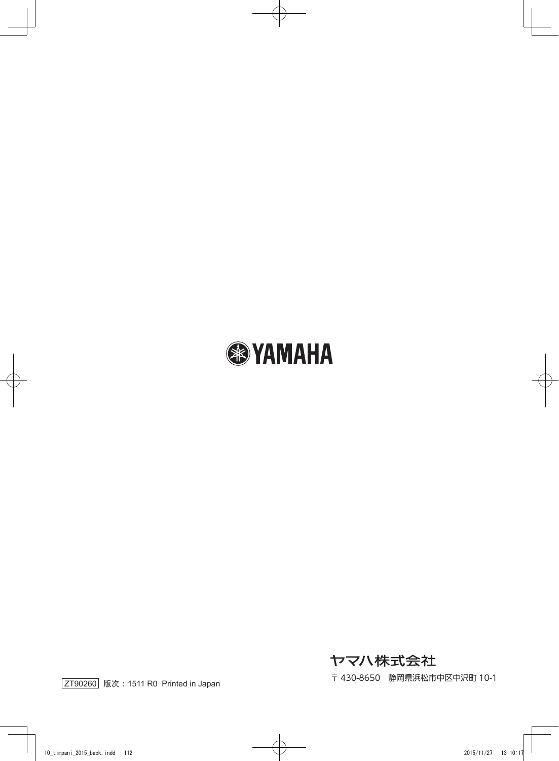YAMAHA

ヤマハ株式会社

〒 430-8650　静岡県浜松市中区中沢町 10-1

ZT90260 版次：1511 R0  Printed in Japan